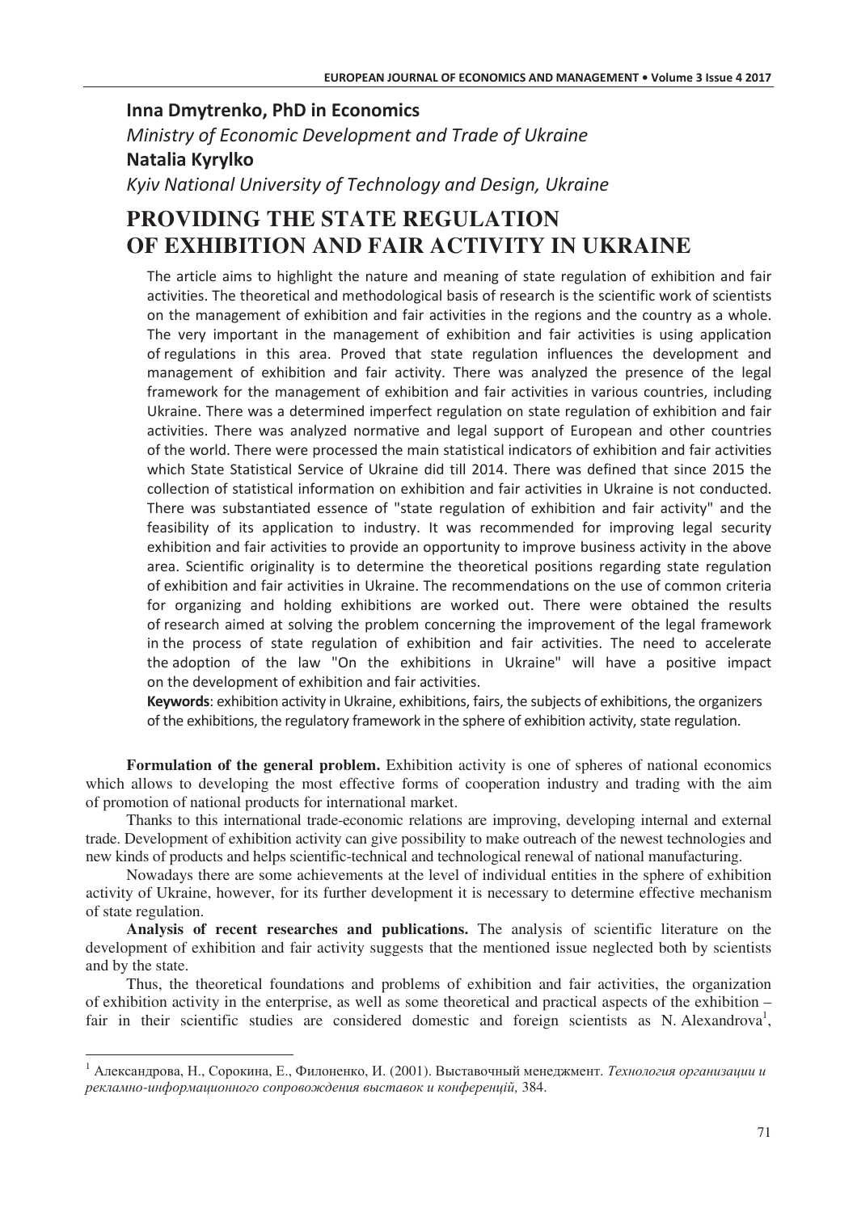**Inna Dmytrenko, PhD in Economics**

*Ministry of Economic Development and Trade of Ukraine*

**Natalia Kyrylko**

*Kyiv National University of Technology and Design, Ukraine*

# PROVIDING THE STATE REGULATION OF EXHIBITION AND FAIR ACTIVITY IN UKRAINE

The article aims to highlight the nature and meaning of state regulation of exhibition and fair activities. The theoretical and methodological basis of research is the scientific work of scientists on the management of exhibition and fair activities in the regions and the country as a whole. The very important in the management of exhibition and fair activities is using application of regulations in this area. Proved that state regulation influences the development and management of exhibition and fair activity. There was analyzed the presence of the legal framework for the management of exhibition and fair activities in various countries, including Ukraine. There was a determined imperfect regulation on state regulation of exhibition and fair activities. There was analyzed normative and legal support of European and other countries of the world. There were processed the main statistical indicators of exhibition and fair activities which State Statistical Service of Ukraine did till 2014. There was defined that since 2015 the collection of statistical information on exhibition and fair activities in Ukraine is not conducted. There was substantiated essence of "state regulation of exhibition and fair activity" and the feasibility of its application to industry. It was recommended for improving legal security exhibition and fair activities to provide an opportunity to improve business activity in the above area. Scientific originality is to determine the theoretical positions regarding state regulation of exhibition and fair activities in Ukraine. The recommendations on the use of common criteria for organizing and holding exhibitions are worked out. There were obtained the results of research aimed at solving the problem concerning the improvement of the legal framework in the process of state regulation of exhibition and fair activities. The need to accelerate the adoption of the law "On the exhibitions in Ukraine" will have a positive impact on the development of exhibition and fair activities.

**Keywords**: exhibition activity in Ukraine, exhibitions, fairs, the subjects of exhibitions, the organizers of the exhibitions, the regulatory framework in the sphere of exhibition activity, state regulation.

**Formulation of the general problem.** Exhibition activity is one of spheres of national economics which allows to developing the most effective forms of cooperation industry and trading with the aim of promotion of national products for international market.

Thanks to this international trade-economic relations are improving, developing internal and external trade. Development of exhibition activity can give possibility to make outreach of the newest technologies and new kinds of products and helps scientific-technical and technological renewal of national manufacturing.

Nowadays there are some achievements at the level of individual entities in the sphere of exhibition activity of Ukraine, however, for its further development it is necessary to determine effective mechanism of state regulation.

**Analysis of recent researches and publications.** The analysis of scientific literature on the development of exhibition and fair activity suggests that the mentioned issue neglected both by scientists and by the state.

Thus, the theoretical foundations and problems of exhibition and fair activities, the organization of exhibition activity in the enterprise, as well as some theoretical and practical aspects of the exhibition – fair in their scientific studies are considered domestic and foreign scientists as N. Alexandrova[1],

---

[1] Александрова, Н., Сорокина, Е., Филоненко, И. (2001). Выставочный менеджмент. *Технология организации и рекламно-информационного сопровождения выставок и конференцій,* 384.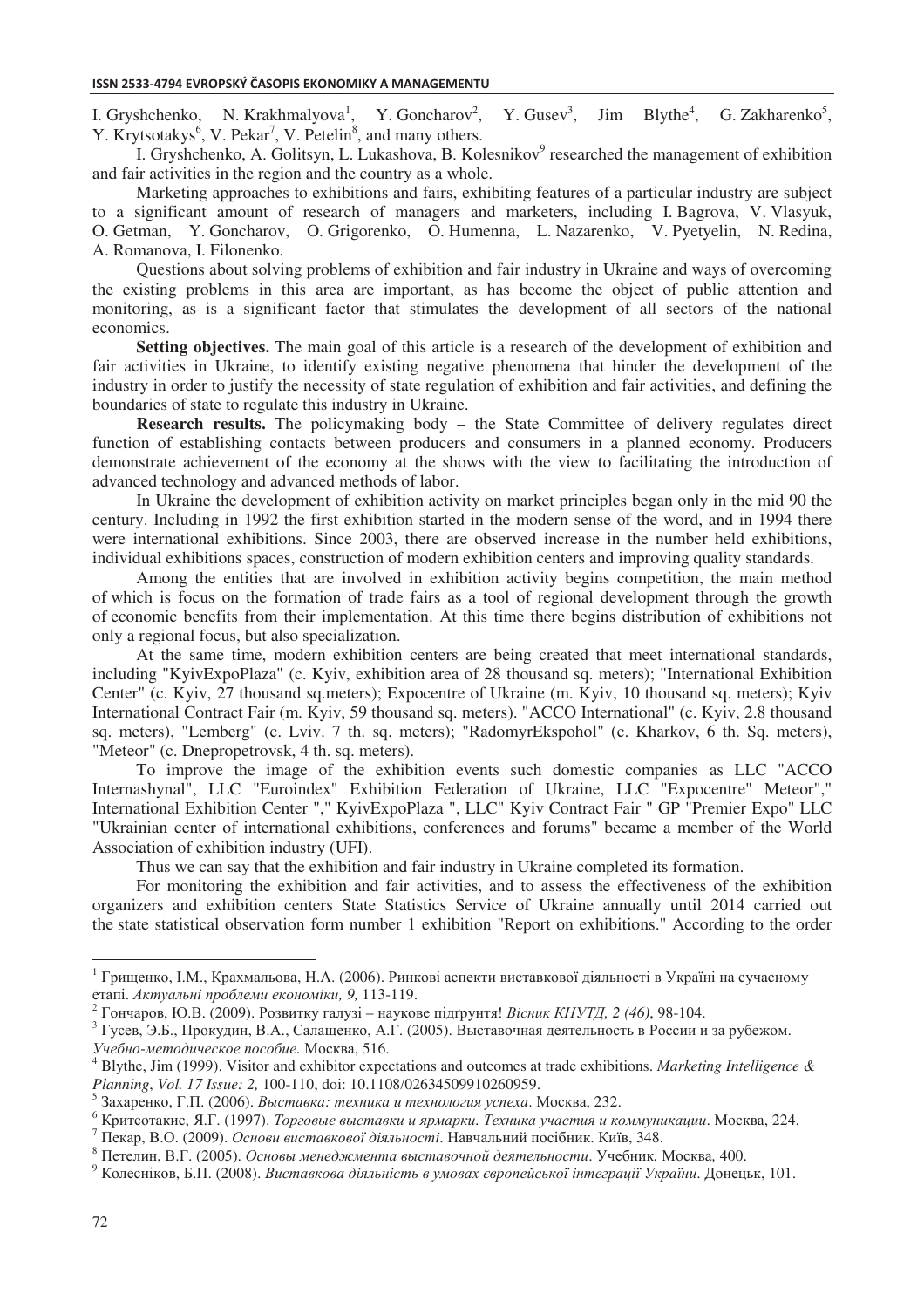I. Gryshchenko, N. Krakhmalyova[1], Y. Goncharov[2], Y. Gusev[3], Jim Blythe[4], G. Zakharenko[5], Y. Krytsotakys[6], V. Pekar[7], V. Petelin[8], and many others.

I. Gryshchenko, A. Golitsyn, L. Lukashova, B. Kolesnikov[9] researched the management of exhibition and fair activities in the region and the country as a whole.

Marketing approaches to exhibitions and fairs, exhibiting features of a particular industry are subject to a significant amount of research of managers and marketers, including I. Bagrova, V. Vlasyuk, O. Getman, Y. Goncharov, O. Grigorenko, O. Humenna, L. Nazarenko, V. Pyetyelin, N. Redina, A. Romanova, I. Filonenko.

Questions about solving problems of exhibition and fair industry in Ukraine and ways of overcoming the existing problems in this area are important, as has become the object of public attention and monitoring, as is a significant factor that stimulates the development of all sectors of the national economics.

**Setting objectives.** The main goal of this article is a research of the development of exhibition and fair activities in Ukraine, to identify existing negative phenomena that hinder the development of the industry in order to justify the necessity of state regulation of exhibition and fair activities, and defining the boundaries of state to regulate this industry in Ukraine.

**Research results.** The policymaking body – the State Committee of delivery regulates direct function of establishing contacts between producers and consumers in a planned economy. Producers demonstrate achievement of the economy at the shows with the view to facilitating the introduction of advanced technology and advanced methods of labor.

In Ukraine the development of exhibition activity on market principles began only in the mid 90 the century. Including in 1992 the first exhibition started in the modern sense of the word, and in 1994 there were international exhibitions. Since 2003, there are observed increase in the number held exhibitions, individual exhibitions spaces, construction of modern exhibition centers and improving quality standards.

Among the entities that are involved in exhibition activity begins competition, the main method of which is focus on the formation of trade fairs as a tool of regional development through the growth of economic benefits from their implementation. At this time there begins distribution of exhibitions not only a regional focus, but also specialization.

At the same time, modern exhibition centers are being created that meet international standards, including "KyivExpoPlaza" (c. Kyiv, exhibition area of 28 thousand sq. meters); "International Exhibition Center" (c. Kyiv, 27 thousand sq.meters); Expocentre of Ukraine (m. Kyiv, 10 thousand sq. meters); Kyiv International Contract Fair (m. Kyiv, 59 thousand sq. meters). "ACCO International" (c. Kyiv, 2.8 thousand sq. meters), "Lemberg" (c. Lviv. 7 th. sq. meters); "RadomyrEkspohol" (c. Kharkov, 6 th. Sq. meters), "Meteor" (c. Dnepropetrovsk, 4 th. sq. meters).

To improve the image of the exhibition events such domestic companies as LLC "ACCO Internashynal", LLC "Euroindex" Exhibition Federation of Ukraine, LLC "Expocentre" Meteor"," International Exhibition Center "," KyivExpoPlaza ", LLC" Kyiv Contract Fair " GP "Premier Expo" LLC "Ukrainian center of international exhibitions, conferences and forums" became a member of the World Association of exhibition industry (UFI).

Thus we can say that the exhibition and fair industry in Ukraine completed its formation.

For monitoring the exhibition and fair activities, and to assess the effectiveness of the exhibition organizers and exhibition centers State Statistics Service of Ukraine annually until 2014 carried out the state statistical observation form number 1 exhibition "Report on exhibitions." According to the order

---

[1] Грищенко, І.М., Крахмальова, Н.А. (2006). Ринкові аспекти виставкової діяльності в Україні на сучасному етапі. *Актуальні проблеми економіки, 9,* 113-119.

[2] Гончаров, Ю.В. (2009). Розвитку галузі – наукове підґрунтя! *Вісник КНУТД, 2 (46)*, 98-104.

[3] Гусев, Э.Б., Прокудин, В.А., Салащенко, А.Г. (2005). Выставочная деятельность в России и за рубежом. *Учебно-методическое пособие.* Москва, 516.

[4] Blythe, Jim (1999). Visitor and exhibitor expectations and outcomes at trade exhibitions. *Marketing Intelligence & Planning*, *Vol. 17 Issue: 2,* 100-110, doi: 10.1108/02634509910260959.

[5] Захаренко, Г.П. (2006). *Выставка: техника и технология успеха*. Москва, 232.

[6] Критсотакис, Я.Г. (1997). *Торговые выставки и ярмарки. Техника участия и коммуникации*. Москва, 224.

[7] Пекар, В.О. (2009). *Основи виставкової діяльності*. Навчальний посібник. Київ, 348.

[8] Петелин, В.Г. (2005). *Основы менеджмента выставочной деятельности*. Учебник. Москва, 400.

[9] Колесніков, Б.П. (2008). *Виставкова діяльність в умовах європейської інтеграції України*. Донецьк, 101.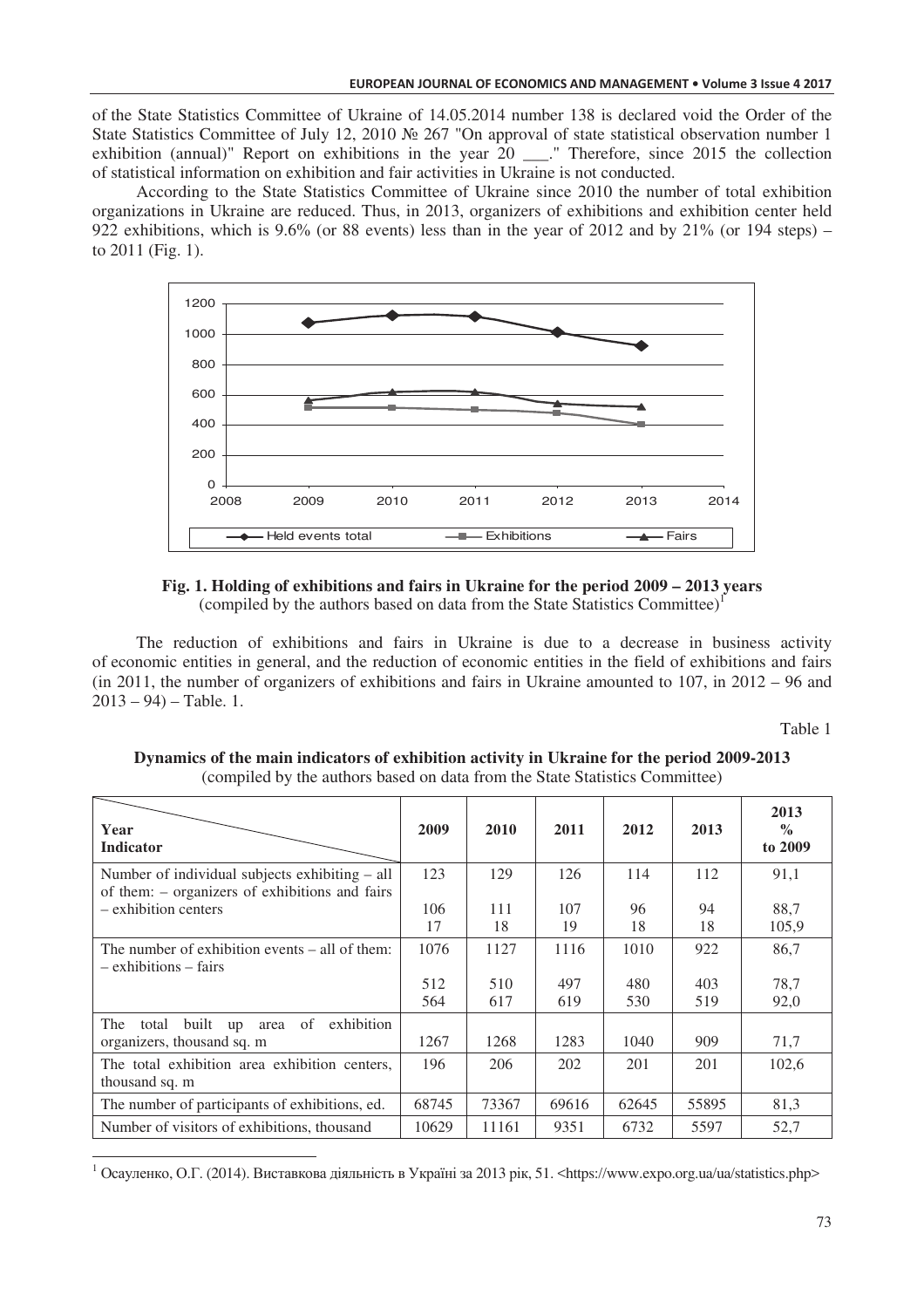of the State Statistics Committee of Ukraine of 14.05.2014 number 138 is declared void the Order of the State Statistics Committee of July 12, 2010 № 267 "On approval of state statistical observation number 1 exhibition (annual)" Report on exhibitions in the year 20 ___." Therefore, since 2015 the collection of statistical information on exhibition and fair activities in Ukraine is not conducted.

According to the State Statistics Committee of Ukraine since 2010 the number of total exhibition organizations in Ukraine are reduced. Thus, in 2013, organizers of exhibitions and exhibition center held 922 exhibitions, which is 9.6% (or 88 events) less than in the year of 2012 and by 21% (or 194 steps) – to 2011 (Fig. 1).

**Fig. 1. Holding of exhibitions and fairs in Ukraine for the period 2009 – 2013 years**
(compiled by the authors based on data from the State Statistics Committee)[1]

The reduction of exhibitions and fairs in Ukraine is due to a decrease in business activity of economic entities in general, and the reduction of economic entities in the field of exhibitions and fairs (in 2011, the number of organizers of exhibitions and fairs in Ukraine amounted to 107, in 2012 – 96 and 2013 – 94) – Table. 1.

Table 1

**Dynamics of the main indicators of exhibition activity in Ukraine for the period 2009-2013**
(compiled by the authors based on data from the State Statistics Committee)

| Year / Indicator | 2009 | 2010 | 2011 | 2012 | 2013 | 2013 % to 2009 |
|---|---|---|---|---|---|---|
| Number of individual subjects exhibiting – all | 123 | 129 | 126 | 114 | 112 | 91,1 |
| of them: – organizers of exhibitions and fairs | 106 | 111 | 107 | 96 | 94 | 88,7 |
| – exhibition centers | 17 | 18 | 19 | 18 | 18 | 105,9 |
| The number of exhibition events – all | 1076 | 1127 | 1116 | 1010 | 922 | 86,7 |
| of them: – exhibitions | 512 | 510 | 497 | 480 | 403 | 78,7 |
| – fairs | 564 | 617 | 619 | 530 | 519 | 92,0 |
| The total built up area of exhibition organizers, thousand sq. m | 1267 | 1268 | 1283 | 1040 | 909 | 71,7 |
| The total exhibition area exhibition centers, thousand sq. m | 196 | 206 | 202 | 201 | 201 | 102,6 |
| The number of participants of exhibitions, ed. | 68745 | 73367 | 69616 | 62645 | 55895 | 81,3 |
| Number of visitors of exhibitions, thousand | 10629 | 11161 | 9351 | 6732 | 5597 | 52,7 |

[1] Осауленко, О.Г. (2014). Виставкова діяльність в Україні за 2013 рік, 51. <https://www.expo.org.ua/ua/statistics.php>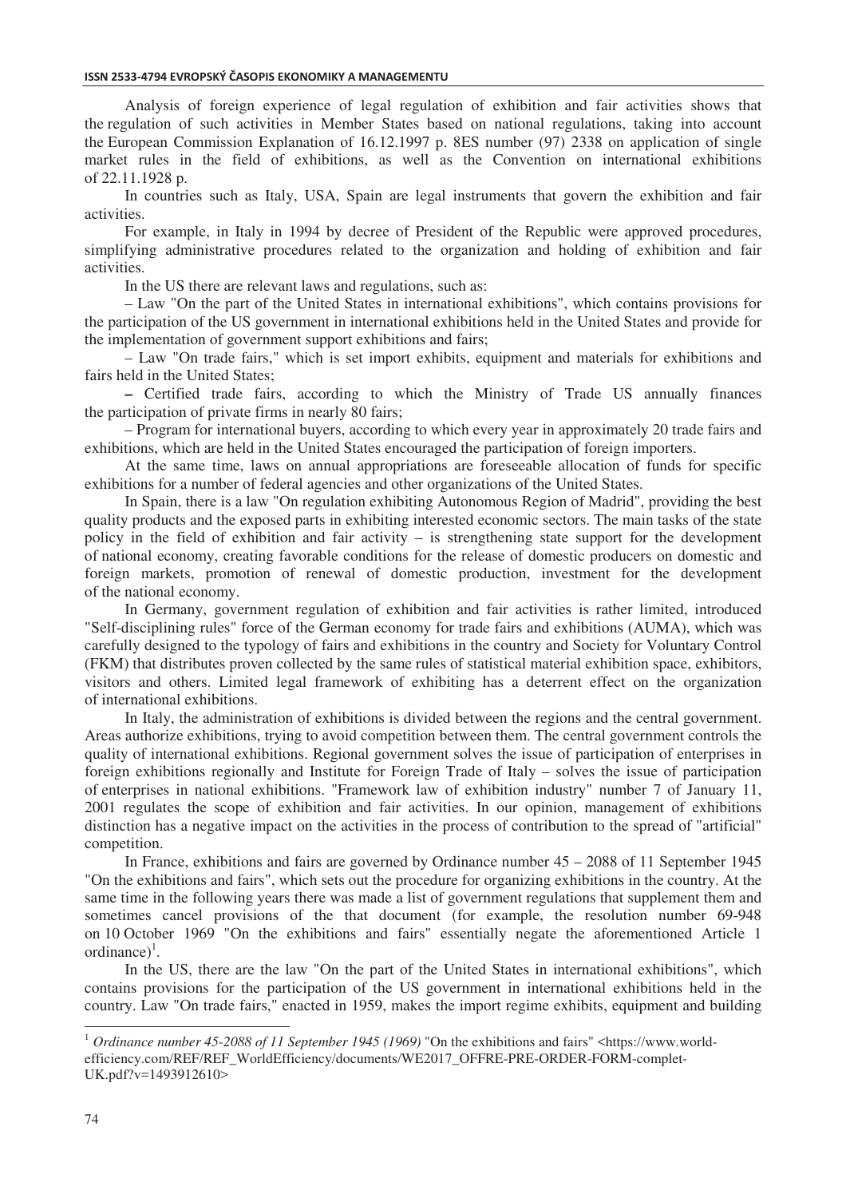Analysis of foreign experience of legal regulation of exhibition and fair activities shows that the regulation of such activities in Member States based on national regulations, taking into account the European Commission Explanation of 16.12.1997 p. 8ES number (97) 2338 on application of single market rules in the field of exhibitions, as well as the Convention on international exhibitions of 22.11.1928 p.

In countries such as Italy, USA, Spain are legal instruments that govern the exhibition and fair activities.

For example, in Italy in 1994 by decree of President of the Republic were approved procedures, simplifying administrative procedures related to the organization and holding of exhibition and fair activities.

In the US there are relevant laws and regulations, such as:

– Law "On the part of the United States in international exhibitions", which contains provisions for the participation of the US government in international exhibitions held in the United States and provide for the implementation of government support exhibitions and fairs;

– Law "On trade fairs," which is set import exhibits, equipment and materials for exhibitions and fairs held in the United States;

– Certified trade fairs, according to which the Ministry of Trade US annually finances the participation of private firms in nearly 80 fairs;

– Program for international buyers, according to which every year in approximately 20 trade fairs and exhibitions, which are held in the United States encouraged the participation of foreign importers.

At the same time, laws on annual appropriations are foreseeable allocation of funds for specific exhibitions for a number of federal agencies and other organizations of the United States.

In Spain, there is a law "On regulation exhibiting Autonomous Region of Madrid", providing the best quality products and the exposed parts in exhibiting interested economic sectors. The main tasks of the state policy in the field of exhibition and fair activity – is strengthening state support for the development of national economy, creating favorable conditions for the release of domestic producers on domestic and foreign markets, promotion of renewal of domestic production, investment for the development of the national economy.

In Germany, government regulation of exhibition and fair activities is rather limited, introduced "Self-disciplining rules" force of the German economy for trade fairs and exhibitions (AUMA), which was carefully designed to the typology of fairs and exhibitions in the country and Society for Voluntary Control (FKM) that distributes proven collected by the same rules of statistical material exhibition space, exhibitors, visitors and others. Limited legal framework of exhibiting has a deterrent effect on the organization of international exhibitions.

In Italy, the administration of exhibitions is divided between the regions and the central government. Areas authorize exhibitions, trying to avoid competition between them. The central government controls the quality of international exhibitions. Regional government solves the issue of participation of enterprises in foreign exhibitions regionally and Institute for Foreign Trade of Italy – solves the issue of participation of enterprises in national exhibitions. "Framework law of exhibition industry" number 7 of January 11, 2001 regulates the scope of exhibition and fair activities. In our opinion, management of exhibitions distinction has a negative impact on the activities in the process of contribution to the spread of "artificial" competition.

In France, exhibitions and fairs are governed by Ordinance number 45 – 2088 of 11 September 1945 "On the exhibitions and fairs", which sets out the procedure for organizing exhibitions in the country. At the same time in the following years there was made a list of government regulations that supplement them and sometimes cancel provisions of the that document (for example, the resolution number 69-948 on 10 October 1969 "On the exhibitions and fairs" essentially negate the aforementioned Article 1 ordinance)[1].

In the US, there are the law "On the part of the United States in international exhibitions", which contains provisions for the participation of the US government in international exhibitions held in the country. Law "On trade fairs," enacted in 1959, makes the import regime exhibits, equipment and building

---

[1] *Ordinance number 45-2088 of 11 September 1945 (1969)* "On the exhibitions and fairs" <https://www.world-efficiency.com/REF/REF_WorldEfficiency/documents/WE2017_OFFRE-PRE-ORDER-FORM-complet-UK.pdf?v=1493912610>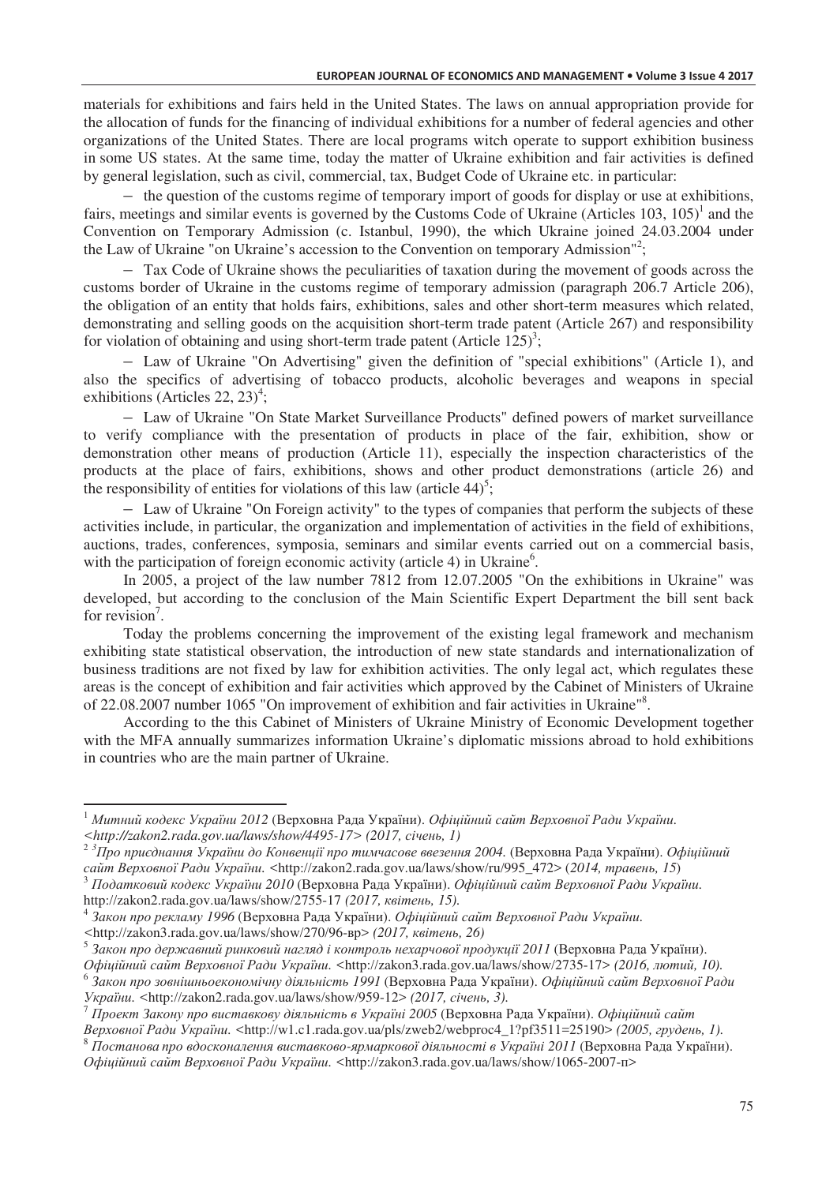materials for exhibitions and fairs held in the United States. The laws on annual appropriation provide for the allocation of funds for the financing of individual exhibitions for a number of federal agencies and other organizations of the United States. There are local programs witch operate to support exhibition business in some US states. At the same time, today the matter of Ukraine exhibition and fair activities is defined by general legislation, such as civil, commercial, tax, Budget Code of Ukraine etc. in particular:

– the question of the customs regime of temporary import of goods for display or use at exhibitions, fairs, meetings and similar events is governed by the Customs Code of Ukraine (Articles 103, 105)[1] and the Convention on Temporary Admission (c. Istanbul, 1990), the which Ukraine joined 24.03.2004 under the Law of Ukraine "on Ukraine's accession to the Convention on temporary Admission"[2];

– Tax Code of Ukraine shows the peculiarities of taxation during the movement of goods across the customs border of Ukraine in the customs regime of temporary admission (paragraph 206.7 Article 206), the obligation of an entity that holds fairs, exhibitions, sales and other short-term measures which related, demonstrating and selling goods on the acquisition short-term trade patent (Article 267) and responsibility for violation of obtaining and using short-term trade patent (Article 125)[3];

– Law of Ukraine "On Advertising" given the definition of "special exhibitions" (Article 1), and also the specifics of advertising of tobacco products, alcoholic beverages and weapons in special exhibitions (Articles 22, 23)[4];

– Law of Ukraine "On State Market Surveillance Products" defined powers of market surveillance to verify compliance with the presentation of products in place of the fair, exhibition, show or demonstration other means of production (Article 11), especially the inspection characteristics of the products at the place of fairs, exhibitions, shows and other product demonstrations (article 26) and the responsibility of entities for violations of this law (article 44)[5];

– Law of Ukraine "On Foreign activity" to the types of companies that perform the subjects of these activities include, in particular, the organization and implementation of activities in the field of exhibitions, auctions, trades, conferences, symposia, seminars and similar events carried out on a commercial basis, with the participation of foreign economic activity (article 4) in Ukraine[6].

In 2005, a project of the law number 7812 from 12.07.2005 "On the exhibitions in Ukraine" was developed, but according to the conclusion of the Main Scientific Expert Department the bill sent back for revision[7].

Today the problems concerning the improvement of the existing legal framework and mechanism exhibiting state statistical observation, the introduction of new state standards and internationalization of business traditions are not fixed by law for exhibition activities. The only legal act, which regulates these areas is the concept of exhibition and fair activities which approved by the Cabinet of Ministers of Ukraine of 22.08.2007 number 1065 "On improvement of exhibition and fair activities in Ukraine"[8].

According to the this Cabinet of Ministers of Ukraine Ministry of Economic Development together with the MFA annually summarizes information Ukraine's diplomatic missions abroad to hold exhibitions in countries who are the main partner of Ukraine.

---

[1] *Митний кодекс України 2012* (Верховна Рада України). *Офіційний сайт Верховної Ради України. <http://zakon2.rada.gov.ua/laws/show/4495-17> (2017, січень, 1)*

[2] *[3]Про приєднання України до Конвенції про тимчасове ввезення 2004.* (Верховна Рада України). *Офіційний сайт Верховної Ради України.* <http://zakon2.rada.gov.ua/laws/show/ru/995_472> (*2014, травень, 15*)

[3] *Податковий кодекс України 2010* (Верховна Рада України). *Офіційний сайт Верховної Ради України.* http://zakon2.rada.gov.ua/laws/show/2755-17 *(2017, квітень, 15).*

[4] *Закон про рекламу 1996* (Верховна Рада України). *Офіційний сайт Верховної Ради України.* <http://zakon3.rada.gov.ua/laws/show/270/96-вр> *(2017, квітень, 26)*

[5] *Закон про державний ринковий нагляд і контроль нехарчової продукції 2011* (Верховна Рада України). *Офіційний сайт Верховної Ради України.* <http://zakon3.rada.gov.ua/laws/show/2735-17> *(2016, лютий, 10).*

[6] *Закон про зовнішньоекономічну діяльність 1991* (Верховна Рада України). *Офіційний сайт Верховної Ради України.* <http://zakon2.rada.gov.ua/laws/show/959-12> *(2017, січень, 3).*

[7] *Проект Закону про виставкову діяльність в Україні 2005* (Верховна Рада України). *Офіційний сайт Верховної Ради України.* <http://w1.c1.rada.gov.ua/pls/zweb2/webproc4_1?pf3511=25190> *(2005, грудень, 1).*

[8] *Постанова про вдосконалення виставково-ярмаркової діяльності в Україні 2011* (Верховна Рада України). *Офіційний сайт Верховної Ради України.* <http://zakon3.rada.gov.ua/laws/show/1065-2007-п>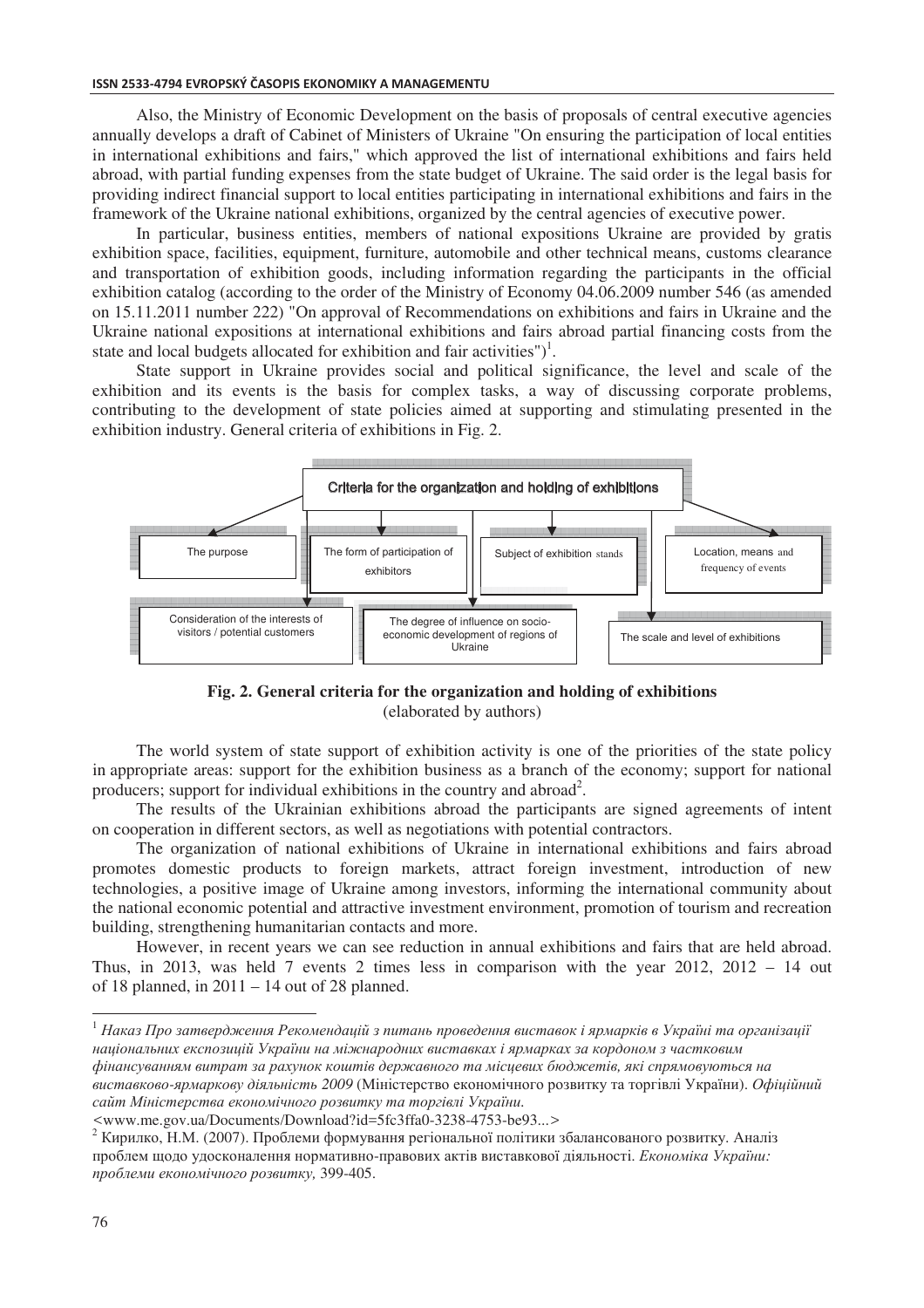Also, the Ministry of Economic Development on the basis of proposals of central executive agencies annually develops a draft of Cabinet of Ministers of Ukraine "On ensuring the participation of local entities in international exhibitions and fairs," which approved the list of international exhibitions and fairs held abroad, with partial funding expenses from the state budget of Ukraine. The said order is the legal basis for providing indirect financial support to local entities participating in international exhibitions and fairs in the framework of the Ukraine national exhibitions, organized by the central agencies of executive power.

In particular, business entities, members of national expositions Ukraine are provided by gratis exhibition space, facilities, equipment, furniture, automobile and other technical means, customs clearance and transportation of exhibition goods, including information regarding the participants in the official exhibition catalog (according to the order of the Ministry of Economy 04.06.2009 number 546 (as amended on 15.11.2011 number 222) "On approval of Recommendations on exhibitions and fairs in Ukraine and the Ukraine national expositions at international exhibitions and fairs abroad partial financing costs from the state and local budgets allocated for exhibition and fair activities")[1].

State support in Ukraine provides social and political significance, the level and scale of the exhibition and its events is the basis for complex tasks, a way of discussing corporate problems, contributing to the development of state policies aimed at supporting and stimulating presented in the exhibition industry. General criteria of exhibitions in Fig. 2.

Criteria for the organization and holding of exhibitions

- The purpose
- The form of participation of exhibitors
- Subject of exhibition stands
- Location, means and frequency of events
- Consideration of the interests of visitors / potential customers
- The degree of influence on socio-economic development of regions of Ukraine
- The scale and level of exhibitions

**Fig. 2. General criteria for the organization and holding of exhibitions**
(elaborated by authors)

The world system of state support of exhibition activity is one of the priorities of the state policy in appropriate areas: support for the exhibition business as a branch of the economy; support for national producers; support for individual exhibitions in the country and abroad[2].

The results of the Ukrainian exhibitions abroad the participants are signed agreements of intent on cooperation in different sectors, as well as negotiations with potential contractors.

The organization of national exhibitions of Ukraine in international exhibitions and fairs abroad promotes domestic products to foreign markets, attract foreign investment, introduction of new technologies, a positive image of Ukraine among investors, informing the international community about the national economic potential and attractive investment environment, promotion of tourism and recreation building, strengthening humanitarian contacts and more.

However, in recent years we can see reduction in annual exhibitions and fairs that are held abroad. Thus, in 2013, was held 7 events 2 times less in comparison with the year 2012, 2012 – 14 out of 18 planned, in 2011 – 14 out of 28 planned.

---

[1] *Наказ Про затвердження Рекомендацій з питань проведення виставок і ярмарків в Україні та організації національних експозицій України на міжнародних виставках і ярмарках за кордоном з частковим фінансуванням витрат за рахунок коштів державного та місцевих бюджетів, які спрямовуються на виставково-ярмаркову діяльність 2009* (Міністерство економічного розвитку та торгівлі України). *Офіційний сайт Міністерства економічного розвитку та торгівлі України.* <www.me.gov.ua/Documents/Download?id=5fc3ffa0-3238-4753-be93...>

[2] Кирилко, Н.М. (2007). Проблеми формування регіональної політики збалансованого розвитку. Аналіз проблем щодо удосконалення нормативно-правових актів виставкової діяльності. *Економіка України: проблеми економічного розвитку,* 399-405.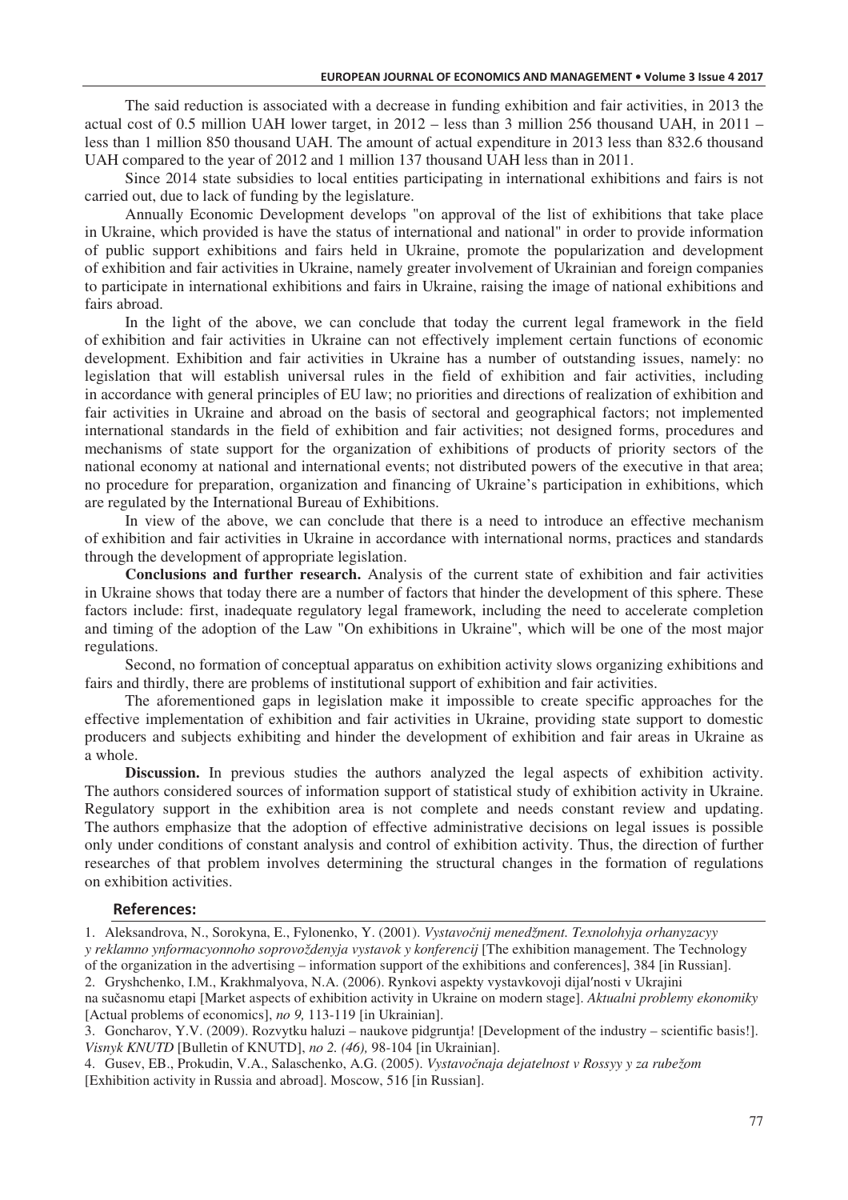The said reduction is associated with a decrease in funding exhibition and fair activities, in 2013 the actual cost of 0.5 million UAH lower target, in 2012 – less than 3 million 256 thousand UAH, in 2011 – less than 1 million 850 thousand UAH. The amount of actual expenditure in 2013 less than 832.6 thousand UAH compared to the year of 2012 and 1 million 137 thousand UAH less than in 2011.

Since 2014 state subsidies to local entities participating in international exhibitions and fairs is not carried out, due to lack of funding by the legislature.

Annually Economic Development develops "on approval of the list of exhibitions that take place in Ukraine, which provided is have the status of international and national" in order to provide information of public support exhibitions and fairs held in Ukraine, promote the popularization and development of exhibition and fair activities in Ukraine, namely greater involvement of Ukrainian and foreign companies to participate in international exhibitions and fairs in Ukraine, raising the image of national exhibitions and fairs abroad.

In the light of the above, we can conclude that today the current legal framework in the field of exhibition and fair activities in Ukraine can not effectively implement certain functions of economic development. Exhibition and fair activities in Ukraine has a number of outstanding issues, namely: no legislation that will establish universal rules in the field of exhibition and fair activities, including in accordance with general principles of EU law; no priorities and directions of realization of exhibition and fair activities in Ukraine and abroad on the basis of sectoral and geographical factors; not implemented international standards in the field of exhibition and fair activities; not designed forms, procedures and mechanisms of state support for the organization of exhibitions of products of priority sectors of the national economy at national and international events; not distributed powers of the executive in that area; no procedure for preparation, organization and financing of Ukraine's participation in exhibitions, which are regulated by the International Bureau of Exhibitions.

In view of the above, we can conclude that there is a need to introduce an effective mechanism of exhibition and fair activities in Ukraine in accordance with international norms, practices and standards through the development of appropriate legislation.

**Conclusions and further research.** Analysis of the current state of exhibition and fair activities in Ukraine shows that today there are a number of factors that hinder the development of this sphere. These factors include: first, inadequate regulatory legal framework, including the need to accelerate completion and timing of the adoption of the Law "On exhibitions in Ukraine", which will be one of the most major regulations.

Second, no formation of conceptual apparatus on exhibition activity slows organizing exhibitions and fairs and thirdly, there are problems of institutional support of exhibition and fair activities.

The aforementioned gaps in legislation make it impossible to create specific approaches for the effective implementation of exhibition and fair activities in Ukraine, providing state support to domestic producers and subjects exhibiting and hinder the development of exhibition and fair areas in Ukraine as a whole.

**Discussion.** In previous studies the authors analyzed the legal aspects of exhibition activity. The authors considered sources of information support of statistical study of exhibition activity in Ukraine. Regulatory support in the exhibition area is not complete and needs constant review and updating. The authors emphasize that the adoption of effective administrative decisions on legal issues is possible only under conditions of constant analysis and control of exhibition activity. Thus, the direction of further researches of that problem involves determining the structural changes in the formation of regulations on exhibition activities.

## References:

1. Aleksandrova, N., Sorokyna, E., Fylonenko, Y. (2001). *Vystavočnij menedžment. Texnolohyja orhanyzacyy y reklamno ynformacyonnoho soprovoždenyja vystavok y konferencij* [The exhibition management. The Technology of the organization in the advertising – information support of the exhibitions and conferences], 384 [in Russian].
2. Gryshchenko, I.M., Krakhmalyova, N.A. (2006). Rynkovi aspekty vystavkovoji dijal′nosti v Ukrajini na sučasnomu etapi [Market aspects of exhibition activity in Ukraine on modern stage]. *Aktualni problemy ekonomiky* [Actual problems of economics], *no 9,* 113-119 [in Ukrainian].
3. Goncharov, Y.V. (2009). Rozvytku haluzi – naukove pidgruntja! [Development of the industry – scientific basis!]. *Visnyk KNUTD* [Bulletin of KNUTD], *no 2. (46),* 98-104 [in Ukrainian].
4. Gusev, EB., Prokudin, V.A., Salaschenko, A.G. (2005). *Vystavočnaja dejatelnost v Rossyy y za rubežom* [Exhibition activity in Russia and abroad]. Moscow, 516 [in Russian].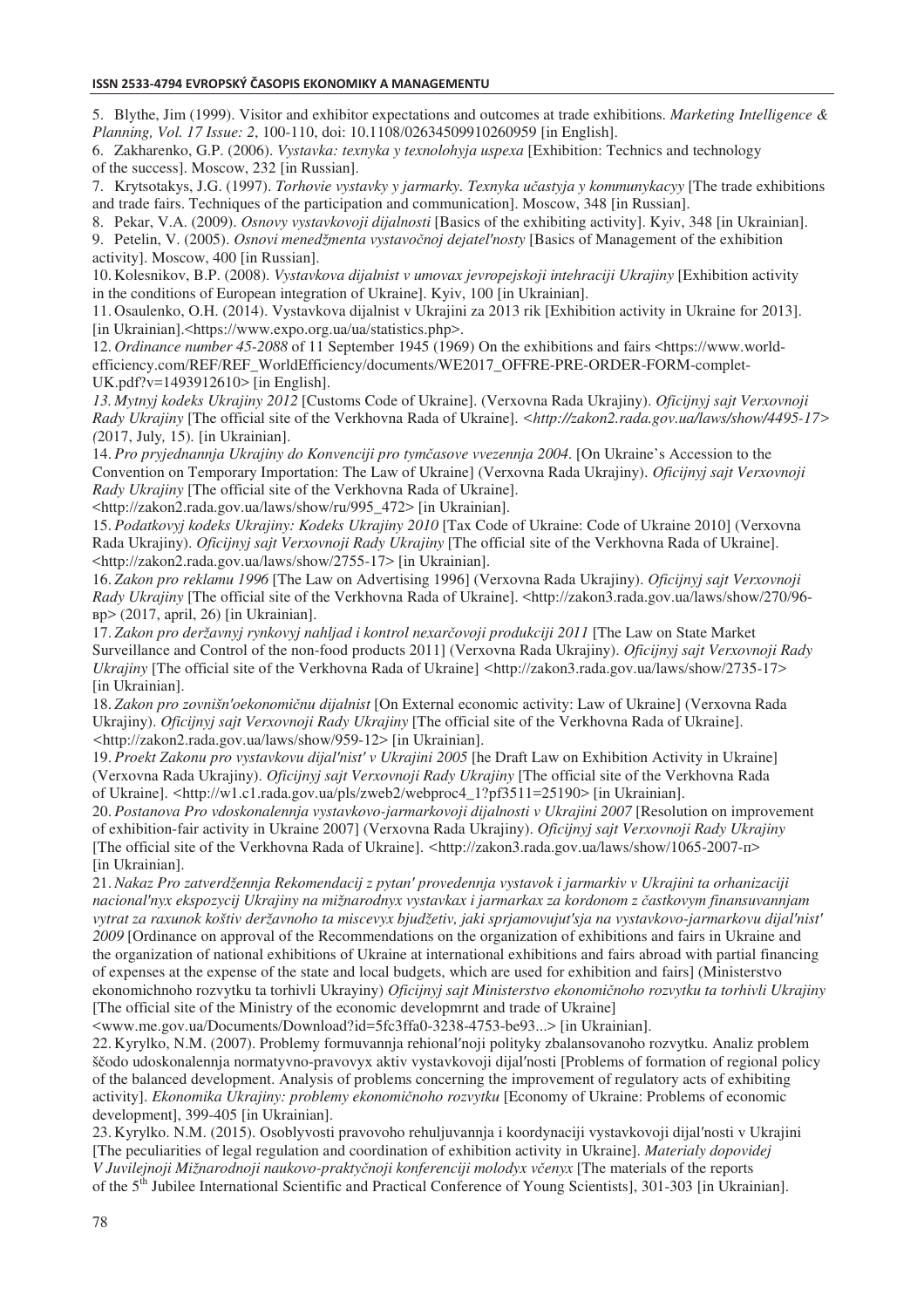5. Blythe, Jim (1999). Visitor and exhibitor expectations and outcomes at trade exhibitions. *Marketing Intelligence & Planning, Vol. 17 Issue: 2*, 100-110, doi: 10.1108/02634509910260959 [in English].

6. Zakharenko, G.P. (2006). *Vystavka: texnyka y texnolohyja uspexa* [Exhibition: Technics and technology of the success]. Moscow, 232 [in Russian].

7. Krytsotakys, J.G. (1997). *Torhovie vystavky y jarmarky. Texnyka učastyja y kommunykacyy* [The trade exhibitions and trade fairs. Techniques of the participation and communication]. Moscow, 348 [in Russian].

8. Pekar, V.A. (2009). *Osnovy vystavkovoji dijalnosti* [Basics of the exhibiting activity]. Kyiv, 348 [in Ukrainian].

9. Petelin, V. (2005). *Osnovi menedžmenta vystavočnoj dejatel'nosty* [Basics of Management of the exhibition activity]. Moscow, 400 [in Russian].

10. Kolesnikov, B.P. (2008). *Vystavkova dijalnist v umovax jevropejskoji intehraciji Ukrajiny* [Exhibition activity in the conditions of European integration of Ukraine]. Kyiv, 100 [in Ukrainian].

11. Osaulenko, O.H. (2014). Vystavkova dijalnist v Ukrajini za 2013 rik [Exhibition activity in Ukraine for 2013]. [in Ukrainian].<https://www.expo.org.ua/ua/statistics.php>.

12. *Ordinance number 45-2088* of 11 September 1945 (1969) On the exhibitions and fairs <https://www.world-efficiency.com/REF/REF_WorldEfficiency/documents/WE2017_OFFRE-PRE-ORDER-FORM-complet-UK.pdf?v=1493912610> [in English].

*13. Mytnyj kodeks Ukrajiny 2012* [Customs Code of Ukraine]. (Verxovna Rada Ukrajiny). *Oficijnyj sajt Verxovnoji Rady Ukrajiny* [The official site of the Verkhovna Rada of Ukraine]. *<http://zakon2.rada.gov.ua/laws/show/4495-17> (*2017, July*,* 15)*.* [in Ukrainian].

14. *Pro pryjednannja Ukrajiny do Konvenciji pro tymčasove vvezennja 2004*. [On Ukraine's Accession to the Convention on Temporary Importation: The Law of Ukraine] (Verxovna Rada Ukrajiny). *Oficijnyj sajt Verxovnoji Rady Ukrajiny* [The official site of the Verkhovna Rada of Ukraine]. <http://zakon2.rada.gov.ua/laws/show/ru/995_472> [in Ukrainian].

15. *Podatkovyj kodeks Ukrajiny: Kodeks Ukrajiny 2010* [Tax Code of Ukraine: Code of Ukraine 2010] (Verxovna Rada Ukrajiny). *Oficijnyj sajt Verxovnoji Rady Ukrajiny* [The official site of the Verkhovna Rada of Ukraine]. <http://zakon2.rada.gov.ua/laws/show/2755-17> [in Ukrainian].

16. *Zakon pro reklamu 1996* [The Law on Advertising 1996] (Verxovna Rada Ukrajiny). *Oficijnyj sajt Verxovnoji Rady Ukrajiny* [The official site of the Verkhovna Rada of Ukraine]. <http://zakon3.rada.gov.ua/laws/show/270/96-вр> (2017, april, 26) [in Ukrainian].

17. *Zakon pro deržavnyj rynkovyj nahljad i kontrol nexarčovoji produkciji 2011* [The Law on State Market Surveillance and Control of the non-food products 2011] (Verxovna Rada Ukrajiny). *Oficijnyj sajt Verxovnoji Rady Ukrajiny* [The official site of the Verkhovna Rada of Ukraine] <http://zakon3.rada.gov.ua/laws/show/2735-17> [in Ukrainian].

18. *Zakon pro zovnišn'oekonomičnu dijalnist* [On External economic activity: Law of Ukraine] (Verxovna Rada Ukrajiny). *Oficijnyj sajt Verxovnoji Rady Ukrajiny* [The official site of the Verkhovna Rada of Ukraine]. <http://zakon2.rada.gov.ua/laws/show/959-12> [in Ukrainian].

19. *Proekt Zakonu pro vystavkovu dijal'nist' v Ukrajini 2005* [he Draft Law on Exhibition Activity in Ukraine] (Verxovna Rada Ukrajiny). *Oficijnyj sajt Verxovnoji Rady Ukrajiny* [The official site of the Verkhovna Rada of Ukraine]. <http://w1.c1.rada.gov.ua/pls/zweb2/webproc4_1?pf3511=25190> [in Ukrainian].

20. *Postanova Pro vdoskonalennja vystavkovo-jarmarkovoji dijalnosti v Ukrajini 2007* [Resolution on improvement of exhibition-fair activity in Ukraine 2007] (Verxovna Rada Ukrajiny). *Oficijnyj sajt Verxovnoji Rady Ukrajiny* [The official site of the Verkhovna Rada of Ukraine]. <http://zakon3.rada.gov.ua/laws/show/1065-2007-п> [in Ukrainian].

21. *Nakaz Pro zatverdžennja Rekomendacij z pytan' provedennja vystavok i jarmarkiv v Ukrajini ta orhanizaciji nacional'nyx ekspozycij Ukrajiny na mižnarodnyx vystavkax i jarmarkax za kordonom z častkovym finansuvannjam vytrat za raxunok koštiv deržavnoho ta miscevyx bjudžetiv, jaki sprjamovujut'sja na vystavkovo-jarmarkovu dijal'nist' 2009* [Ordinance on approval of the Recommendations on the organization of exhibitions and fairs in Ukraine and the organization of national exhibitions of Ukraine at international exhibitions and fairs abroad with partial financing of expenses at the expense of the state and local budgets, which are used for exhibition and fairs] (Ministerstvo ekonomichnoho rozvytku ta torhivli Ukrayiny) *Oficijnyj sajt Ministerstvo ekonomičnoho rozvytku ta torhivli Ukrajiny* [The official site of the Ministry of the economic developmrnt and trade of Ukraine] <www.me.gov.ua/Documents/Download?id=5fc3ffa0-3238-4753-be93...> [in Ukrainian].

22. Kyrylko, N.M. (2007). Problemy formuvannja rehional′noji polityky zbalansovanoho rozvytku. Analiz problem ščodo udoskonalennja normatyvno-pravovyx aktiv vystavkovoji dijal′nosti [Problems of formation of regional policy of the balanced development. Analysis of problems concerning the improvement of regulatory acts of exhibiting activity]. *Ekonomika Ukrajiny: problemy ekonomičnoho rozvytku* [Economy of Ukraine: Problems of economic development], 399-405 [in Ukrainian].

23. Kyrylko. N.M. (2015). Osoblyvosti pravovoho rehuljuvannja i koordynaciji vystavkovoji dijal′nosti v Ukrajini [The peculiarities of legal regulation and coordination of exhibition activity in Ukraine]. *Materialy dopovidej V Juvilejnoji Mižnarodnoji naukovo-praktyčnoji konferenciji molodyx včenyx* [The materials of the reports of the 5th Jubilee International Scientific and Practical Conference of Young Scientists], 301-303 [in Ukrainian].